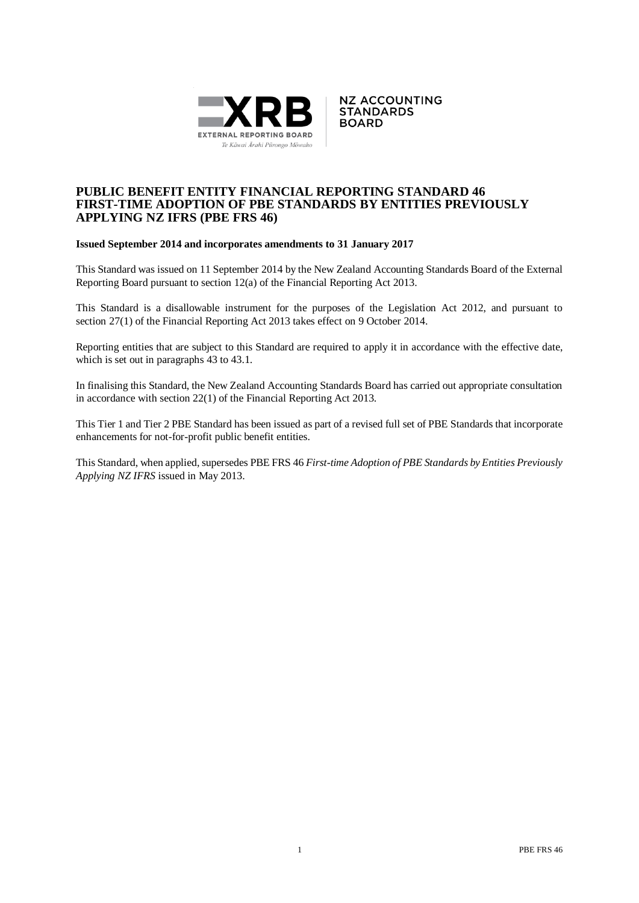# PUBLIC BENEFIT ENTITY FINANCIAL REPORTING STANDARD 46 FIRST-TIME ADOPTION OF PBE STANDARDS BY ENTITIES PREVIOUSLY APPLYING NZ IFRS (PBE FRS 46)

**Issued September 2014 and incorporates amendments to 31 January 2017**

This Standard was issued on 11 September 2014 by the New Zealand Accounting Standards Board of the External Reporting Board pursuant to section 12(a) of the Financial Reporting Act 2013.

This Standard is a disallowable instrument for the purposes of the Legislation Act 2012, and pursuant to section 27(1) of the Financial Reporting Act 2013 takes effect on 9 October 2014.

Reporting entities that are subject to this Standard are required to apply it in accordance with the effective date, which is set out in paragraphs 43 to 43.1.

In finalising this Standard, the New Zealand Accounting Standards Board has carried out appropriate consultation in accordance with section 22(1) of the Financial Reporting Act 2013.

This Tier 1 and Tier 2 PBE Standard has been issued as part of a revised full set of PBE Standards that incorporate enhancements for not-for-profit public benefit entities.

This Standard, when applied, supersedes PBE FRS 46 *First-time Adoption of PBE Standards by Entities Previously Applying NZ IFRS* issued in May 2013.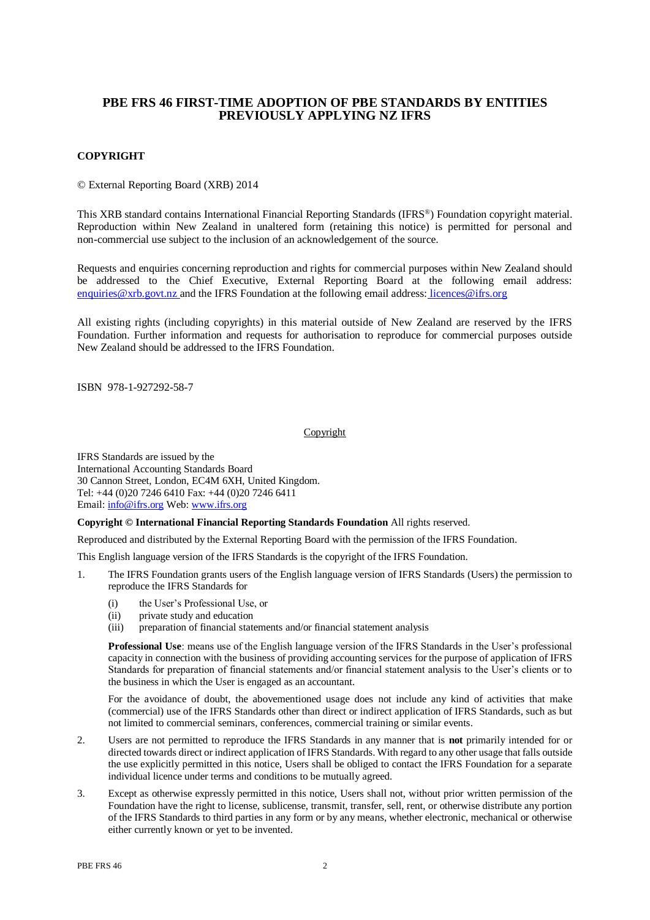# PBE FRS 46 FIRST-TIME ADOPTION OF PBE STANDARDS BY ENTITIES PREVIOUSLY APPLYING NZ IFRS

## COPYRIGHT

© External Reporting Board (XRB) 2014

This XRB standard contains International Financial Reporting Standards (IFRS®) Foundation copyright material. Reproduction within New Zealand in unaltered form (retaining this notice) is permitted for personal and non-commercial use subject to the inclusion of an acknowledgement of the source.

Requests and enquiries concerning reproduction and rights for commercial purposes within New Zealand should be addressed to the Chief Executive, External Reporting Board at the following email address: enquiries@xrb.govt.nz and the IFRS Foundation at the following email address: licences@ifrs.org

All existing rights (including copyrights) in this material outside of New Zealand are reserved by the IFRS Foundation. Further information and requests for authorisation to reproduce for commercial purposes outside New Zealand should be addressed to the IFRS Foundation.

ISBN 978-1-927292-58-7

Copyright

IFRS Standards are issued by the
International Accounting Standards Board
30 Cannon Street, London, EC4M 6XH, United Kingdom.
Tel: +44 (0)20 7246 6410 Fax: +44 (0)20 7246 6411
Email: info@ifrs.org Web: www.ifrs.org

**Copyright © International Financial Reporting Standards Foundation** All rights reserved.

Reproduced and distributed by the External Reporting Board with the permission of the IFRS Foundation.

This English language version of the IFRS Standards is the copyright of the IFRS Foundation.

1. The IFRS Foundation grants users of the English language version of IFRS Standards (Users) the permission to reproduce the IFRS Standards for

   (i) the User's Professional Use, or
   (ii) private study and education
   (iii) preparation of financial statements and/or financial statement analysis

   **Professional Use**: means use of the English language version of the IFRS Standards in the User's professional capacity in connection with the business of providing accounting services for the purpose of application of IFRS Standards for preparation of financial statements and/or financial statement analysis to the User's clients or to the business in which the User is engaged as an accountant.

   For the avoidance of doubt, the abovementioned usage does not include any kind of activities that make (commercial) use of the IFRS Standards other than direct or indirect application of IFRS Standards, such as but not limited to commercial seminars, conferences, commercial training or similar events.

2. Users are not permitted to reproduce the IFRS Standards in any manner that is **not** primarily intended for or directed towards direct or indirect application of IFRS Standards. With regard to any other usage that falls outside the use explicitly permitted in this notice, Users shall be obliged to contact the IFRS Foundation for a separate individual licence under terms and conditions to be mutually agreed.

3. Except as otherwise expressly permitted in this notice, Users shall not, without prior written permission of the Foundation have the right to license, sublicense, transmit, transfer, sell, rent, or otherwise distribute any portion of the IFRS Standards to third parties in any form or by any means, whether electronic, mechanical or otherwise either currently known or yet to be invented.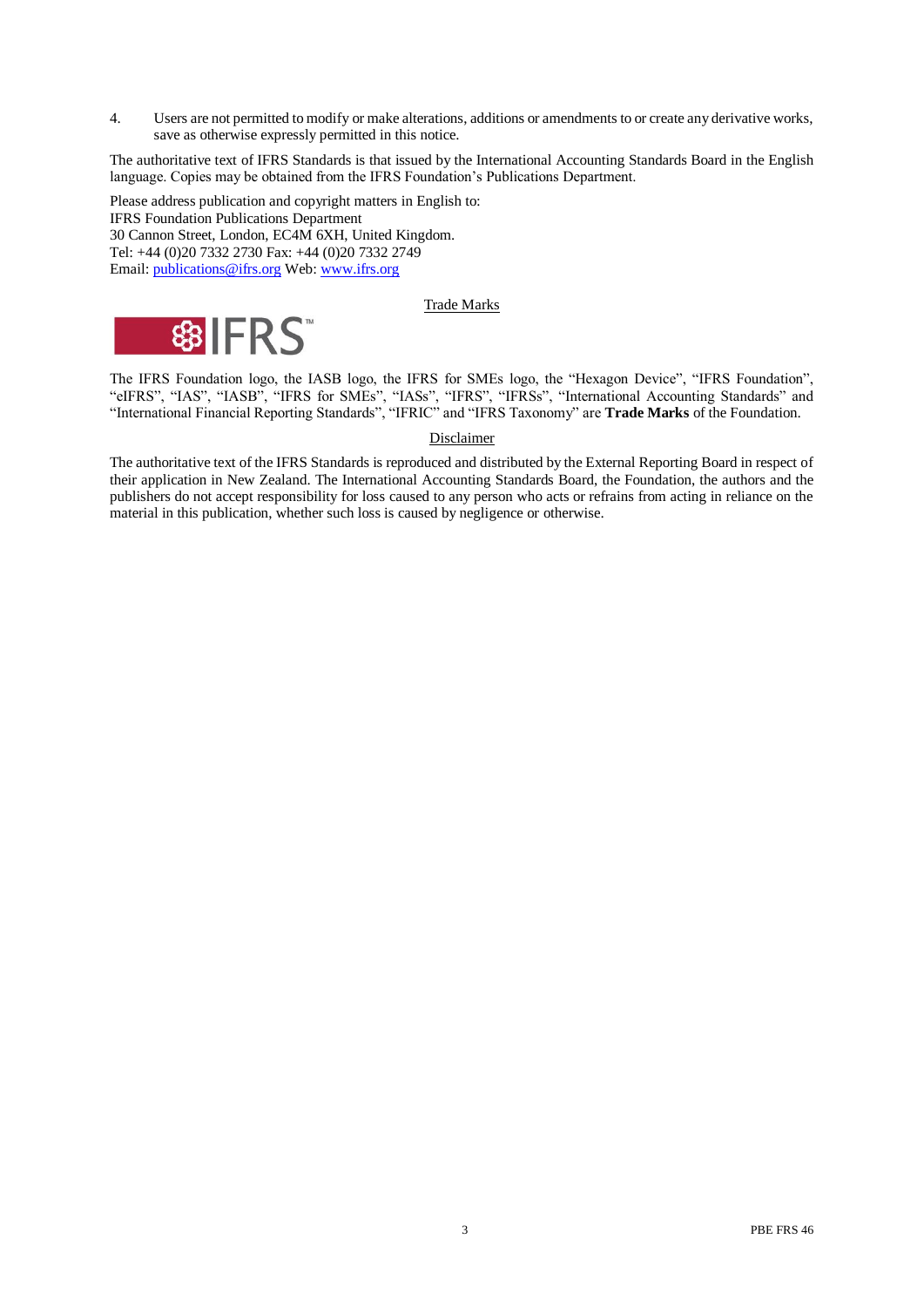4. Users are not permitted to modify or make alterations, additions or amendments to or create any derivative works, save as otherwise expressly permitted in this notice.

The authoritative text of IFRS Standards is that issued by the International Accounting Standards Board in the English language. Copies may be obtained from the IFRS Foundation's Publications Department.

Please address publication and copyright matters in English to:
IFRS Foundation Publications Department
30 Cannon Street, London, EC4M 6XH, United Kingdom.
Tel: +44 (0)20 7332 2730 Fax: +44 (0)20 7332 2749
Email: publications@ifrs.org Web: www.ifrs.org

Trade Marks

The IFRS Foundation logo, the IASB logo, the IFRS for SMEs logo, the "Hexagon Device", "IFRS Foundation", "eIFRS", "IAS", "IASB", "IFRS for SMEs", "IASs", "IFRS", "IFRSs", "International Accounting Standards" and "International Financial Reporting Standards", "IFRIC" and "IFRS Taxonomy" are **Trade Marks** of the Foundation.

Disclaimer

The authoritative text of the IFRS Standards is reproduced and distributed by the External Reporting Board in respect of their application in New Zealand. The International Accounting Standards Board, the Foundation, the authors and the publishers do not accept responsibility for loss caused to any person who acts or refrains from acting in reliance on the material in this publication, whether such loss is caused by negligence or otherwise.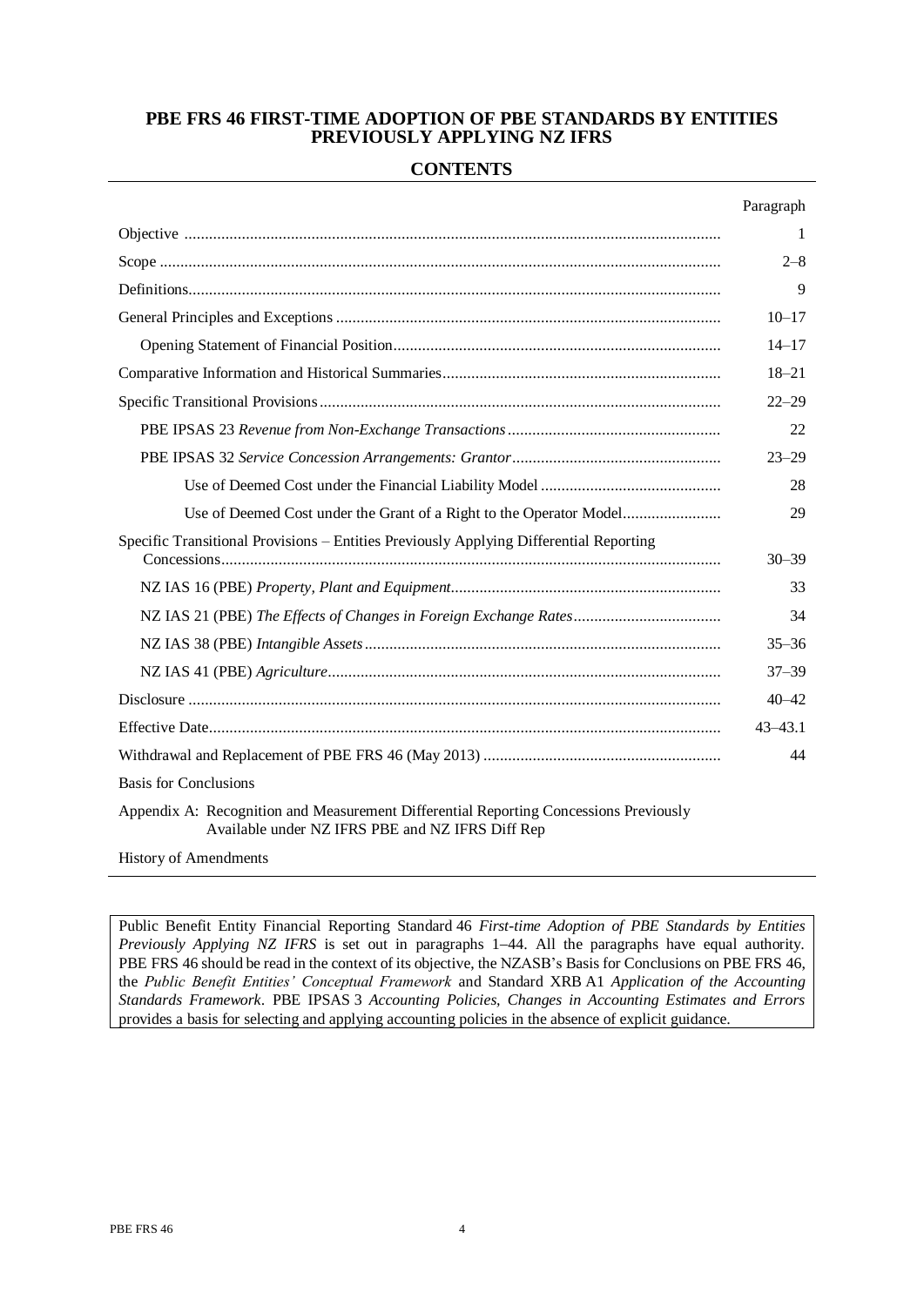## PBE FRS 46 FIRST-TIME ADOPTION OF PBE STANDARDS BY ENTITIES PREVIOUSLY APPLYING NZ IFRS

### CONTENTS

| | Paragraph |
|---|---|
| Objective | 1 |
| Scope | 2–8 |
| Definitions | 9 |
| General Principles and Exceptions | 10–17 |
| Opening Statement of Financial Position | 14–17 |
| Comparative Information and Historical Summaries | 18–21 |
| Specific Transitional Provisions | 22–29 |
| PBE IPSAS 23 *Revenue from Non-Exchange Transactions* | 22 |
| PBE IPSAS 32 *Service Concession Arrangements: Grantor* | 23–29 |
| Use of Deemed Cost under the Financial Liability Model | 28 |
| Use of Deemed Cost under the Grant of a Right to the Operator Model | 29 |
| Specific Transitional Provisions – Entities Previously Applying Differential Reporting Concessions | 30–39 |
| NZ IAS 16 (PBE) *Property, Plant and Equipment* | 33 |
| NZ IAS 21 (PBE) *The Effects of Changes in Foreign Exchange Rates* | 34 |
| NZ IAS 38 (PBE) *Intangible Assets* | 35–36 |
| NZ IAS 41 (PBE) *Agriculture* | 37–39 |
| Disclosure | 40–42 |
| Effective Date | 43–43.1 |
| Withdrawal and Replacement of PBE FRS 46 (May 2013) | 44 |
| Basis for Conclusions | |
| Appendix A: Recognition and Measurement Differential Reporting Concessions Previously Available under NZ IFRS PBE and NZ IFRS Diff Rep | |
| History of Amendments | |

Public Benefit Entity Financial Reporting Standard 46 *First-time Adoption of PBE Standards by Entities Previously Applying NZ IFRS* is set out in paragraphs 1–44. All the paragraphs have equal authority. PBE FRS 46 should be read in the context of its objective, the NZASB's Basis for Conclusions on PBE FRS 46, the *Public Benefit Entities' Conceptual Framework* and Standard XRB A1 *Application of the Accounting Standards Framework*. PBE IPSAS 3 *Accounting Policies, Changes in Accounting Estimates and Errors* provides a basis for selecting and applying accounting policies in the absence of explicit guidance.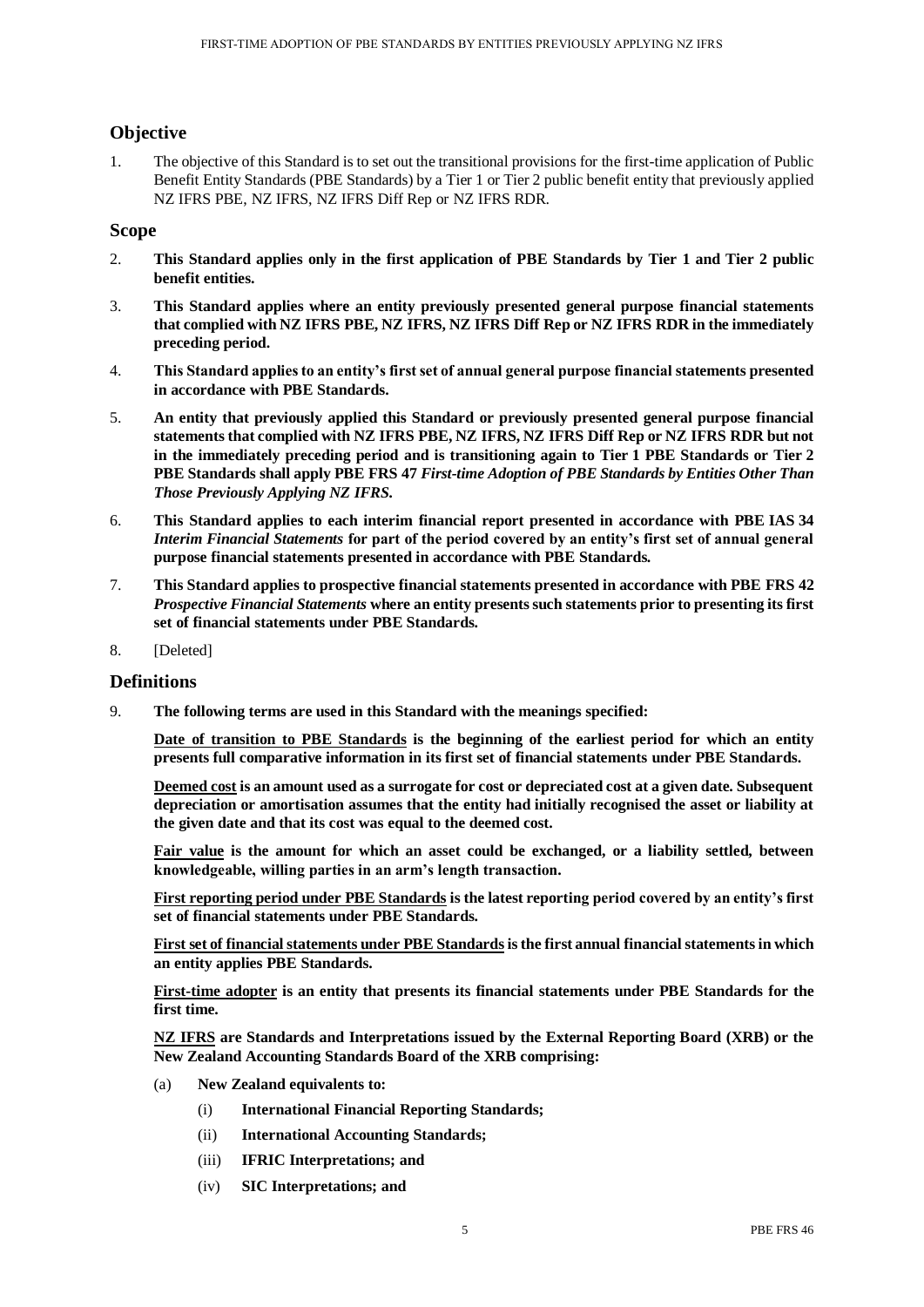## Objective

1. The objective of this Standard is to set out the transitional provisions for the first-time application of Public Benefit Entity Standards (PBE Standards) by a Tier 1 or Tier 2 public benefit entity that previously applied NZ IFRS PBE, NZ IFRS, NZ IFRS Diff Rep or NZ IFRS RDR.

## Scope

2. **This Standard applies only in the first application of PBE Standards by Tier 1 and Tier 2 public benefit entities.**

3. **This Standard applies where an entity previously presented general purpose financial statements that complied with NZ IFRS PBE, NZ IFRS, NZ IFRS Diff Rep or NZ IFRS RDR in the immediately preceding period.**

4. **This Standard applies to an entity's first set of annual general purpose financial statements presented in accordance with PBE Standards.**

5. **An entity that previously applied this Standard or previously presented general purpose financial statements that complied with NZ IFRS PBE, NZ IFRS, NZ IFRS Diff Rep or NZ IFRS RDR but not in the immediately preceding period and is transitioning again to Tier 1 PBE Standards or Tier 2 PBE Standards shall apply PBE FRS 47** ***First-time Adoption of PBE Standards by Entities Other Than Those Previously Applying NZ IFRS*****.**

6. **This Standard applies to each interim financial report presented in accordance with PBE IAS 34** ***Interim Financial Statements*** **for part of the period covered by an entity's first set of annual general purpose financial statements presented in accordance with PBE Standards.**

7. **This Standard applies to prospective financial statements presented in accordance with PBE FRS 42** ***Prospective Financial Statements*** **where an entity presents such statements prior to presenting its first set of financial statements under PBE Standards.**

8. [Deleted]

## Definitions

9. **The following terms are used in this Standard with the meanings specified:**

   **Date of transition to PBE Standards is the beginning of the earliest period for which an entity presents full comparative information in its first set of financial statements under PBE Standards.**

   **Deemed cost is an amount used as a surrogate for cost or depreciated cost at a given date. Subsequent depreciation or amortisation assumes that the entity had initially recognised the asset or liability at the given date and that its cost was equal to the deemed cost.**

   **Fair value is the amount for which an asset could be exchanged, or a liability settled, between knowledgeable, willing parties in an arm's length transaction.**

   **First reporting period under PBE Standards is the latest reporting period covered by an entity's first set of financial statements under PBE Standards.**

   **First set of financial statements under PBE Standards is the first annual financial statements in which an entity applies PBE Standards.**

   **First-time adopter is an entity that presents its financial statements under PBE Standards for the first time.**

   **NZ IFRS are Standards and Interpretations issued by the External Reporting Board (XRB) or the New Zealand Accounting Standards Board of the XRB comprising:**

   (a) **New Zealand equivalents to:**

      (i) **International Financial Reporting Standards;**

      (ii) **International Accounting Standards;**

      (iii) **IFRIC Interpretations; and**

      (iv) **SIC Interpretations; and**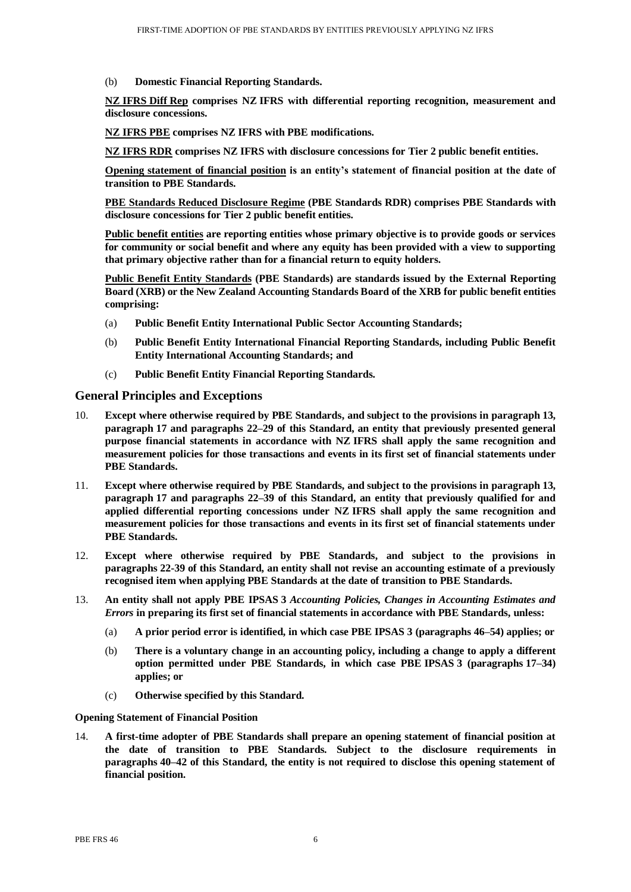(b) **Domestic Financial Reporting Standards.**

**NZ IFRS Diff Rep comprises NZ IFRS with differential reporting recognition, measurement and disclosure concessions.**

**NZ IFRS PBE comprises NZ IFRS with PBE modifications.**

**NZ IFRS RDR comprises NZ IFRS with disclosure concessions for Tier 2 public benefit entities.**

**Opening statement of financial position is an entity's statement of financial position at the date of transition to PBE Standards.**

**PBE Standards Reduced Disclosure Regime (PBE Standards RDR) comprises PBE Standards with disclosure concessions for Tier 2 public benefit entities.**

**Public benefit entities are reporting entities whose primary objective is to provide goods or services for community or social benefit and where any equity has been provided with a view to supporting that primary objective rather than for a financial return to equity holders.**

**Public Benefit Entity Standards (PBE Standards) are standards issued by the External Reporting Board (XRB) or the New Zealand Accounting Standards Board of the XRB for public benefit entities comprising:**

(a) **Public Benefit Entity International Public Sector Accounting Standards;**

(b) **Public Benefit Entity International Financial Reporting Standards, including Public Benefit Entity International Accounting Standards; and**

(c) **Public Benefit Entity Financial Reporting Standards.**

## General Principles and Exceptions

10. **Except where otherwise required by PBE Standards, and subject to the provisions in paragraph 13, paragraph 17 and paragraphs 22–29 of this Standard, an entity that previously presented general purpose financial statements in accordance with NZ IFRS shall apply the same recognition and measurement policies for those transactions and events in its first set of financial statements under PBE Standards.**

11. **Except where otherwise required by PBE Standards, and subject to the provisions in paragraph 13, paragraph 17 and paragraphs 22–39 of this Standard, an entity that previously qualified for and applied differential reporting concessions under NZ IFRS shall apply the same recognition and measurement policies for those transactions and events in its first set of financial statements under PBE Standards.**

12. **Except where otherwise required by PBE Standards, and subject to the provisions in paragraphs 22-39 of this Standard, an entity shall not revise an accounting estimate of a previously recognised item when applying PBE Standards at the date of transition to PBE Standards.**

13. **An entity shall not apply PBE IPSAS 3 *Accounting Policies, Changes in Accounting Estimates and Errors* in preparing its first set of financial statements in accordance with PBE Standards, unless:**

    (a) **A prior period error is identified, in which case PBE IPSAS 3 (paragraphs 46–54) applies; or**

    (b) **There is a voluntary change in an accounting policy, including a change to apply a different option permitted under PBE Standards, in which case PBE IPSAS 3 (paragraphs 17–34) applies; or**

    (c) **Otherwise specified by this Standard.**

**Opening Statement of Financial Position**

14. **A first-time adopter of PBE Standards shall prepare an opening statement of financial position at the date of transition to PBE Standards. Subject to the disclosure requirements in paragraphs 40–42 of this Standard, the entity is not required to disclose this opening statement of financial position.**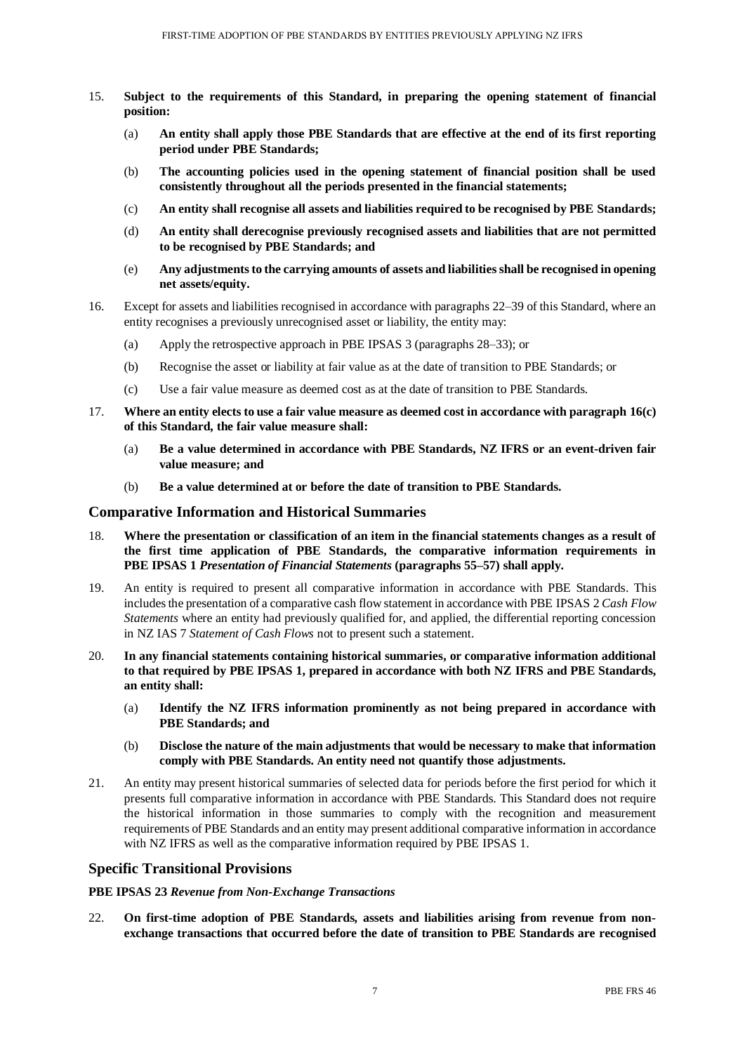15. **Subject to the requirements of this Standard, in preparing the opening statement of financial position:**

    (a) **An entity shall apply those PBE Standards that are effective at the end of its first reporting period under PBE Standards;**

    (b) **The accounting policies used in the opening statement of financial position shall be used consistently throughout all the periods presented in the financial statements;**

    (c) **An entity shall recognise all assets and liabilities required to be recognised by PBE Standards;**

    (d) **An entity shall derecognise previously recognised assets and liabilities that are not permitted to be recognised by PBE Standards; and**

    (e) **Any adjustments to the carrying amounts of assets and liabilities shall be recognised in opening net assets/equity.**

16. Except for assets and liabilities recognised in accordance with paragraphs 22–39 of this Standard, where an entity recognises a previously unrecognised asset or liability, the entity may:

    (a) Apply the retrospective approach in PBE IPSAS 3 (paragraphs 28–33); or

    (b) Recognise the asset or liability at fair value as at the date of transition to PBE Standards; or

    (c) Use a fair value measure as deemed cost as at the date of transition to PBE Standards.

17. **Where an entity elects to use a fair value measure as deemed cost in accordance with paragraph 16(c) of this Standard, the fair value measure shall:**

    (a) **Be a value determined in accordance with PBE Standards, NZ IFRS or an event-driven fair value measure; and**

    (b) **Be a value determined at or before the date of transition to PBE Standards.**

## Comparative Information and Historical Summaries

18. **Where the presentation or classification of an item in the financial statements changes as a result of the first time application of PBE Standards, the comparative information requirements in PBE IPSAS 1 *Presentation of Financial Statements* (paragraphs 55–57) shall apply.**

19. An entity is required to present all comparative information in accordance with PBE Standards. This includes the presentation of a comparative cash flow statement in accordance with PBE IPSAS 2 *Cash Flow Statements* where an entity had previously qualified for, and applied, the differential reporting concession in NZ IAS 7 *Statement of Cash Flows* not to present such a statement.

20. **In any financial statements containing historical summaries, or comparative information additional to that required by PBE IPSAS 1, prepared in accordance with both NZ IFRS and PBE Standards, an entity shall:**

    (a) **Identify the NZ IFRS information prominently as not being prepared in accordance with PBE Standards; and**

    (b) **Disclose the nature of the main adjustments that would be necessary to make that information comply with PBE Standards. An entity need not quantify those adjustments.**

21. An entity may present historical summaries of selected data for periods before the first period for which it presents full comparative information in accordance with PBE Standards. This Standard does not require the historical information in those summaries to comply with the recognition and measurement requirements of PBE Standards and an entity may present additional comparative information in accordance with NZ IFRS as well as the comparative information required by PBE IPSAS 1.

## Specific Transitional Provisions

**PBE IPSAS 23 *Revenue from Non-Exchange Transactions***

22. **On first-time adoption of PBE Standards, assets and liabilities arising from revenue from non-exchange transactions that occurred before the date of transition to PBE Standards are recognised**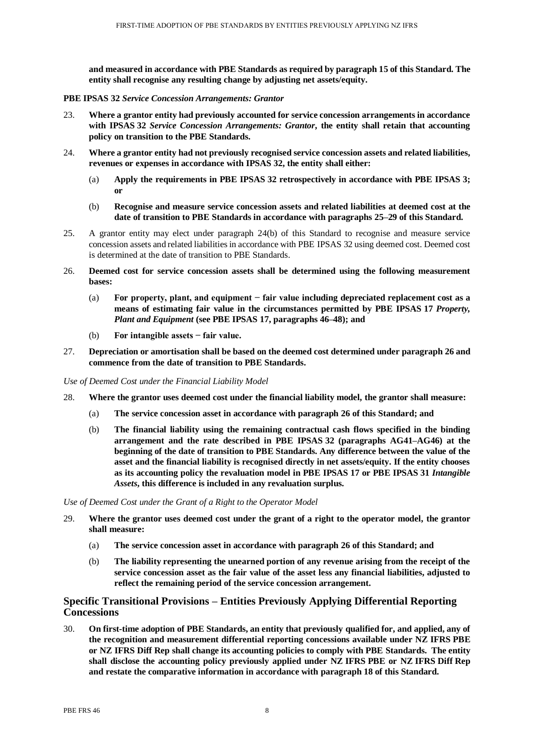**and measured in accordance with PBE Standards as required by paragraph 15 of this Standard. The entity shall recognise any resulting change by adjusting net assets/equity.**

**PBE IPSAS 32** ***Service Concession Arrangements: Grantor***

23. **Where a grantor entity had previously accounted for service concession arrangements in accordance with IPSAS 32** ***Service Concession Arrangements: Grantor*****, the entity shall retain that accounting policy on transition to the PBE Standards.**

24. **Where a grantor entity had not previously recognised service concession assets and related liabilities, revenues or expenses in accordance with IPSAS 32, the entity shall either:**

    (a) **Apply the requirements in PBE IPSAS 32 retrospectively in accordance with PBE IPSAS 3; or**

    (b) **Recognise and measure service concession assets and related liabilities at deemed cost at the date of transition to PBE Standards in accordance with paragraphs 25–29 of this Standard.**

25. A grantor entity may elect under paragraph 24(b) of this Standard to recognise and measure service concession assets and related liabilities in accordance with PBE IPSAS 32 using deemed cost. Deemed cost is determined at the date of transition to PBE Standards.

26. **Deemed cost for service concession assets shall be determined using the following measurement bases:**

    (a) **For property, plant, and equipment − fair value including depreciated replacement cost as a means of estimating fair value in the circumstances permitted by PBE IPSAS 17** ***Property, Plant and Equipment*** **(see PBE IPSAS 17, paragraphs 46–48); and**

    (b) **For intangible assets − fair value.**

27. **Depreciation or amortisation shall be based on the deemed cost determined under paragraph 26 and commence from the date of transition to PBE Standards.**

*Use of Deemed Cost under the Financial Liability Model*

28. **Where the grantor uses deemed cost under the financial liability model, the grantor shall measure:**

    (a) **The service concession asset in accordance with paragraph 26 of this Standard; and**

    (b) **The financial liability using the remaining contractual cash flows specified in the binding arrangement and the rate described in PBE IPSAS 32 (paragraphs AG41–AG46) at the beginning of the date of transition to PBE Standards. Any difference between the value of the asset and the financial liability is recognised directly in net assets/equity. If the entity chooses as its accounting policy the revaluation model in PBE IPSAS 17 or PBE IPSAS 31** ***Intangible Assets*****, this difference is included in any revaluation surplus.**

*Use of Deemed Cost under the Grant of a Right to the Operator Model*

29. **Where the grantor uses deemed cost under the grant of a right to the operator model, the grantor shall measure:**

    (a) **The service concession asset in accordance with paragraph 26 of this Standard; and**

    (b) **The liability representing the unearned portion of any revenue arising from the receipt of the service concession asset as the fair value of the asset less any financial liabilities, adjusted to reflect the remaining period of the service concession arrangement.**

## Specific Transitional Provisions – Entities Previously Applying Differential Reporting Concessions

30. **On first-time adoption of PBE Standards, an entity that previously qualified for, and applied, any of the recognition and measurement differential reporting concessions available under NZ IFRS PBE or NZ IFRS Diff Rep shall change its accounting policies to comply with PBE Standards. The entity shall disclose the accounting policy previously applied under NZ IFRS PBE or NZ IFRS Diff Rep and restate the comparative information in accordance with paragraph 18 of this Standard.**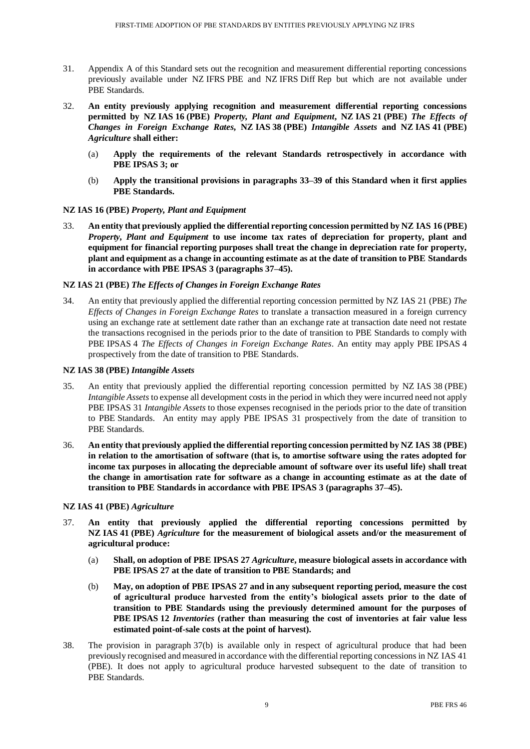31. Appendix A of this Standard sets out the recognition and measurement differential reporting concessions previously available under NZ IFRS PBE and NZ IFRS Diff Rep but which are not available under PBE Standards.

32. **An entity previously applying recognition and measurement differential reporting concessions permitted by NZ IAS 16 (PBE)** ***Property, Plant and Equipment*****, NZ IAS 21 (PBE)** ***The Effects of Changes in Foreign Exchange Rates*****, NZ IAS 38 (PBE)** ***Intangible Assets*** **and NZ IAS 41 (PBE)** ***Agriculture*** **shall either:**

    (a) **Apply the requirements of the relevant Standards retrospectively in accordance with PBE IPSAS 3; or**

    (b) **Apply the transitional provisions in paragraphs 33–39 of this Standard when it first applies PBE Standards.**

### NZ IAS 16 (PBE) *Property, Plant and Equipment*

33. **An entity that previously applied the differential reporting concession permitted by NZ IAS 16 (PBE)** ***Property, Plant and Equipment*** **to use income tax rates of depreciation for property, plant and equipment for financial reporting purposes shall treat the change in depreciation rate for property, plant and equipment as a change in accounting estimate as at the date of transition to PBE Standards in accordance with PBE IPSAS 3 (paragraphs 37–45).**

### NZ IAS 21 (PBE) *The Effects of Changes in Foreign Exchange Rates*

34. An entity that previously applied the differential reporting concession permitted by NZ IAS 21 (PBE) *The Effects of Changes in Foreign Exchange Rates* to translate a transaction measured in a foreign currency using an exchange rate at settlement date rather than an exchange rate at transaction date need not restate the transactions recognised in the periods prior to the date of transition to PBE Standards to comply with PBE IPSAS 4 *The Effects of Changes in Foreign Exchange Rates*. An entity may apply PBE IPSAS 4 prospectively from the date of transition to PBE Standards.

### NZ IAS 38 (PBE) *Intangible Assets*

35. An entity that previously applied the differential reporting concession permitted by NZ IAS 38 (PBE) *Intangible Assets* to expense all development costs in the period in which they were incurred need not apply PBE IPSAS 31 *Intangible Assets* to those expenses recognised in the periods prior to the date of transition to PBE Standards. An entity may apply PBE IPSAS 31 prospectively from the date of transition to PBE Standards.

36. **An entity that previously applied the differential reporting concession permitted by NZ IAS 38 (PBE) in relation to the amortisation of software (that is, to amortise software using the rates adopted for income tax purposes in allocating the depreciable amount of software over its useful life) shall treat the change in amortisation rate for software as a change in accounting estimate as at the date of transition to PBE Standards in accordance with PBE IPSAS 3 (paragraphs 37–45).**

### NZ IAS 41 (PBE) *Agriculture*

37. **An entity that previously applied the differential reporting concessions permitted by NZ IAS 41 (PBE)** ***Agriculture*** **for the measurement of biological assets and/or the measurement of agricultural produce:**

    (a) **Shall, on adoption of PBE IPSAS 27** ***Agriculture*****, measure biological assets in accordance with PBE IPSAS 27 at the date of transition to PBE Standards; and**

    (b) **May, on adoption of PBE IPSAS 27 and in any subsequent reporting period, measure the cost of agricultural produce harvested from the entity's biological assets prior to the date of transition to PBE Standards using the previously determined amount for the purposes of PBE IPSAS 12** ***Inventories*** **(rather than measuring the cost of inventories at fair value less estimated point-of-sale costs at the point of harvest).**

38. The provision in paragraph 37(b) is available only in respect of agricultural produce that had been previously recognised and measured in accordance with the differential reporting concessions in NZ IAS 41 (PBE). It does not apply to agricultural produce harvested subsequent to the date of transition to PBE Standards.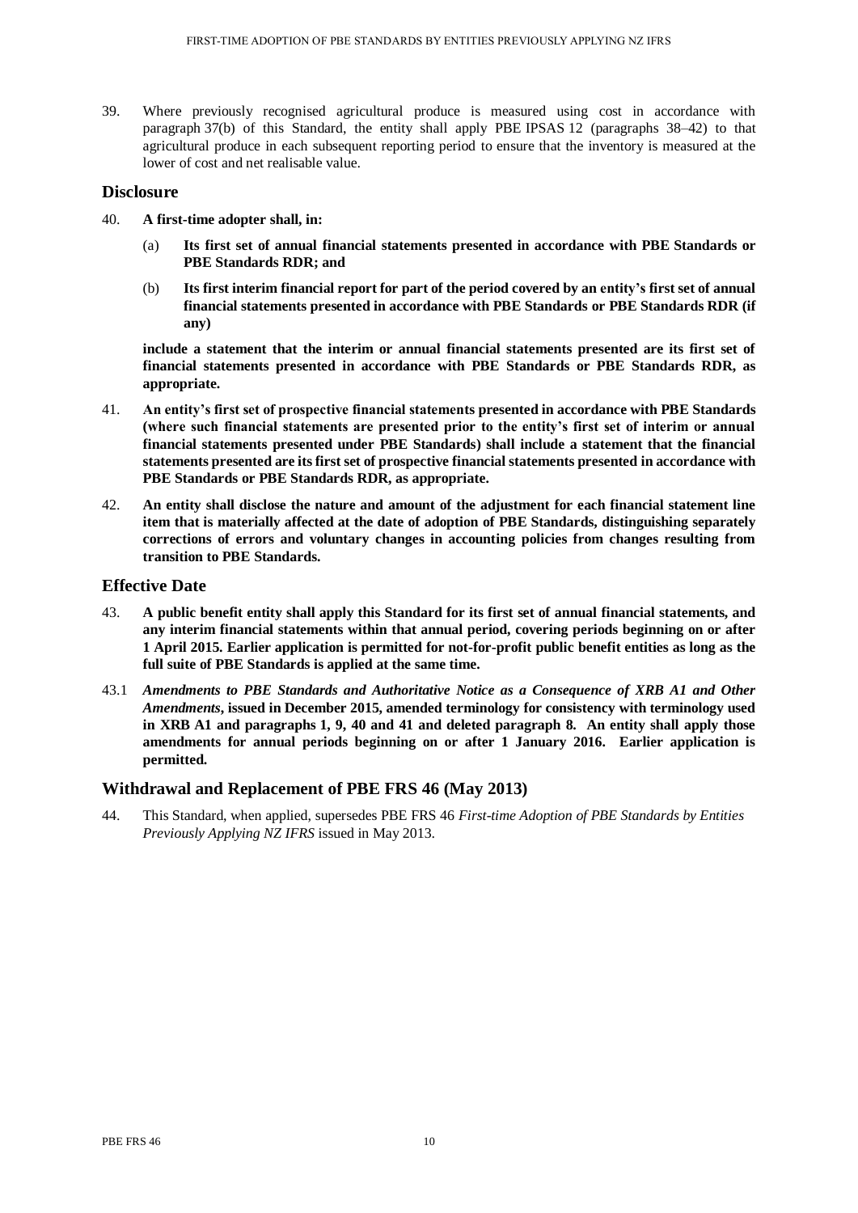39. Where previously recognised agricultural produce is measured using cost in accordance with paragraph 37(b) of this Standard, the entity shall apply PBE IPSAS 12 (paragraphs 38–42) to that agricultural produce in each subsequent reporting period to ensure that the inventory is measured at the lower of cost and net realisable value.

## Disclosure

40. **A first-time adopter shall, in:**

    (a) **Its first set of annual financial statements presented in accordance with PBE Standards or PBE Standards RDR; and**

    (b) **Its first interim financial report for part of the period covered by an entity's first set of annual financial statements presented in accordance with PBE Standards or PBE Standards RDR (if any)**

    **include a statement that the interim or annual financial statements presented are its first set of financial statements presented in accordance with PBE Standards or PBE Standards RDR, as appropriate.**

41. **An entity's first set of prospective financial statements presented in accordance with PBE Standards (where such financial statements are presented prior to the entity's first set of interim or annual financial statements presented under PBE Standards) shall include a statement that the financial statements presented are its first set of prospective financial statements presented in accordance with PBE Standards or PBE Standards RDR, as appropriate.**

42. **An entity shall disclose the nature and amount of the adjustment for each financial statement line item that is materially affected at the date of adoption of PBE Standards, distinguishing separately corrections of errors and voluntary changes in accounting policies from changes resulting from transition to PBE Standards.**

## Effective Date

43. **A public benefit entity shall apply this Standard for its first set of annual financial statements, and any interim financial statements within that annual period, covering periods beginning on or after 1 April 2015. Earlier application is permitted for not-for-profit public benefit entities as long as the full suite of PBE Standards is applied at the same time.**

43.1 ***Amendments to PBE Standards and Authoritative Notice as a Consequence of XRB A1 and Other Amendments*, issued in December 2015, amended terminology for consistency with terminology used in XRB A1 and paragraphs 1, 9, 40 and 41 and deleted paragraph 8. An entity shall apply those amendments for annual periods beginning on or after 1 January 2016. Earlier application is permitted.**

## Withdrawal and Replacement of PBE FRS 46 (May 2013)

44. This Standard, when applied, supersedes PBE FRS 46 *First-time Adoption of PBE Standards by Entities Previously Applying NZ IFRS* issued in May 2013.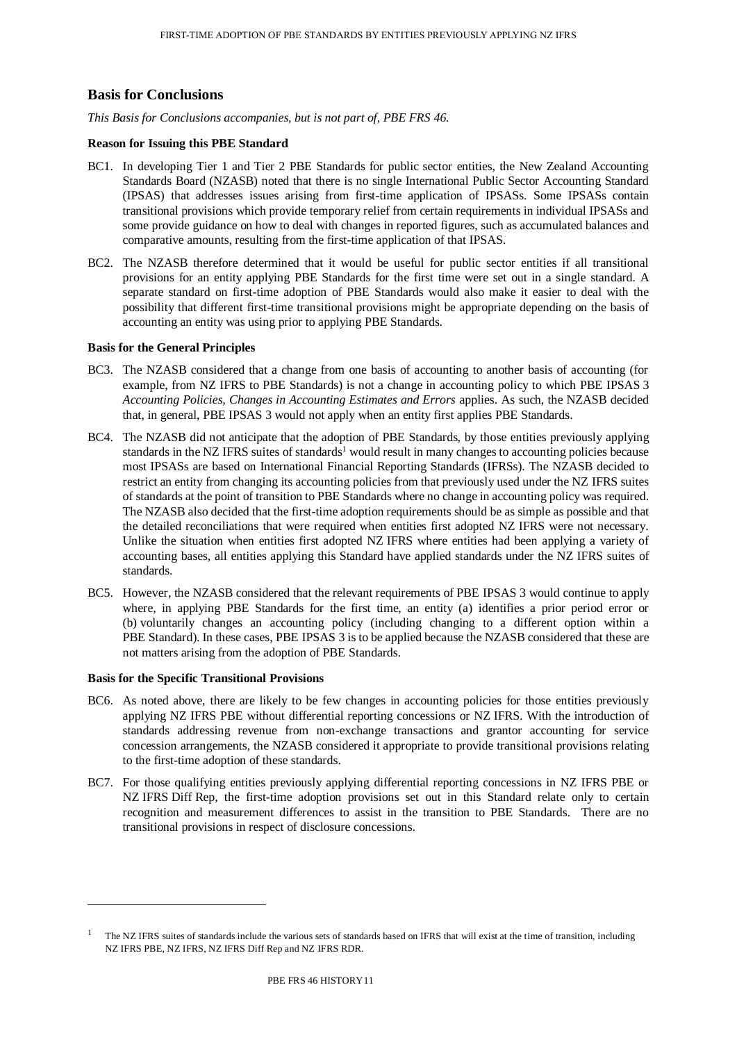## Basis for Conclusions

*This Basis for Conclusions accompanies, but is not part of, PBE FRS 46.*

### Reason for Issuing this PBE Standard

BC1. In developing Tier 1 and Tier 2 PBE Standards for public sector entities, the New Zealand Accounting Standards Board (NZASB) noted that there is no single International Public Sector Accounting Standard (IPSAS) that addresses issues arising from first-time application of IPSASs. Some IPSASs contain transitional provisions which provide temporary relief from certain requirements in individual IPSASs and some provide guidance on how to deal with changes in reported figures, such as accumulated balances and comparative amounts, resulting from the first-time application of that IPSAS.

BC2. The NZASB therefore determined that it would be useful for public sector entities if all transitional provisions for an entity applying PBE Standards for the first time were set out in a single standard. A separate standard on first-time adoption of PBE Standards would also make it easier to deal with the possibility that different first-time transitional provisions might be appropriate depending on the basis of accounting an entity was using prior to applying PBE Standards.

### Basis for the General Principles

BC3. The NZASB considered that a change from one basis of accounting to another basis of accounting (for example, from NZ IFRS to PBE Standards) is not a change in accounting policy to which PBE IPSAS 3 *Accounting Policies, Changes in Accounting Estimates and Errors* applies. As such, the NZASB decided that, in general, PBE IPSAS 3 would not apply when an entity first applies PBE Standards.

BC4. The NZASB did not anticipate that the adoption of PBE Standards, by those entities previously applying standards in the NZ IFRS suites of standards[1] would result in many changes to accounting policies because most IPSASs are based on International Financial Reporting Standards (IFRSs). The NZASB decided to restrict an entity from changing its accounting policies from that previously used under the NZ IFRS suites of standards at the point of transition to PBE Standards where no change in accounting policy was required. The NZASB also decided that the first-time adoption requirements should be as simple as possible and that the detailed reconciliations that were required when entities first adopted NZ IFRS were not necessary. Unlike the situation when entities first adopted NZ IFRS where entities had been applying a variety of accounting bases, all entities applying this Standard have applied standards under the NZ IFRS suites of standards.

BC5. However, the NZASB considered that the relevant requirements of PBE IPSAS 3 would continue to apply where, in applying PBE Standards for the first time, an entity (a) identifies a prior period error or (b) voluntarily changes an accounting policy (including changing to a different option within a PBE Standard). In these cases, PBE IPSAS 3 is to be applied because the NZASB considered that these are not matters arising from the adoption of PBE Standards.

### Basis for the Specific Transitional Provisions

BC6. As noted above, there are likely to be few changes in accounting policies for those entities previously applying NZ IFRS PBE without differential reporting concessions or NZ IFRS. With the introduction of standards addressing revenue from non-exchange transactions and grantor accounting for service concession arrangements, the NZASB considered it appropriate to provide transitional provisions relating to the first-time adoption of these standards.

BC7. For those qualifying entities previously applying differential reporting concessions in NZ IFRS PBE or NZ IFRS Diff Rep, the first-time adoption provisions set out in this Standard relate only to certain recognition and measurement differences to assist in the transition to PBE Standards. There are no transitional provisions in respect of disclosure concessions.

---

[1] The NZ IFRS suites of standards include the various sets of standards based on IFRS that will exist at the time of transition, including NZ IFRS PBE, NZ IFRS, NZ IFRS Diff Rep and NZ IFRS RDR.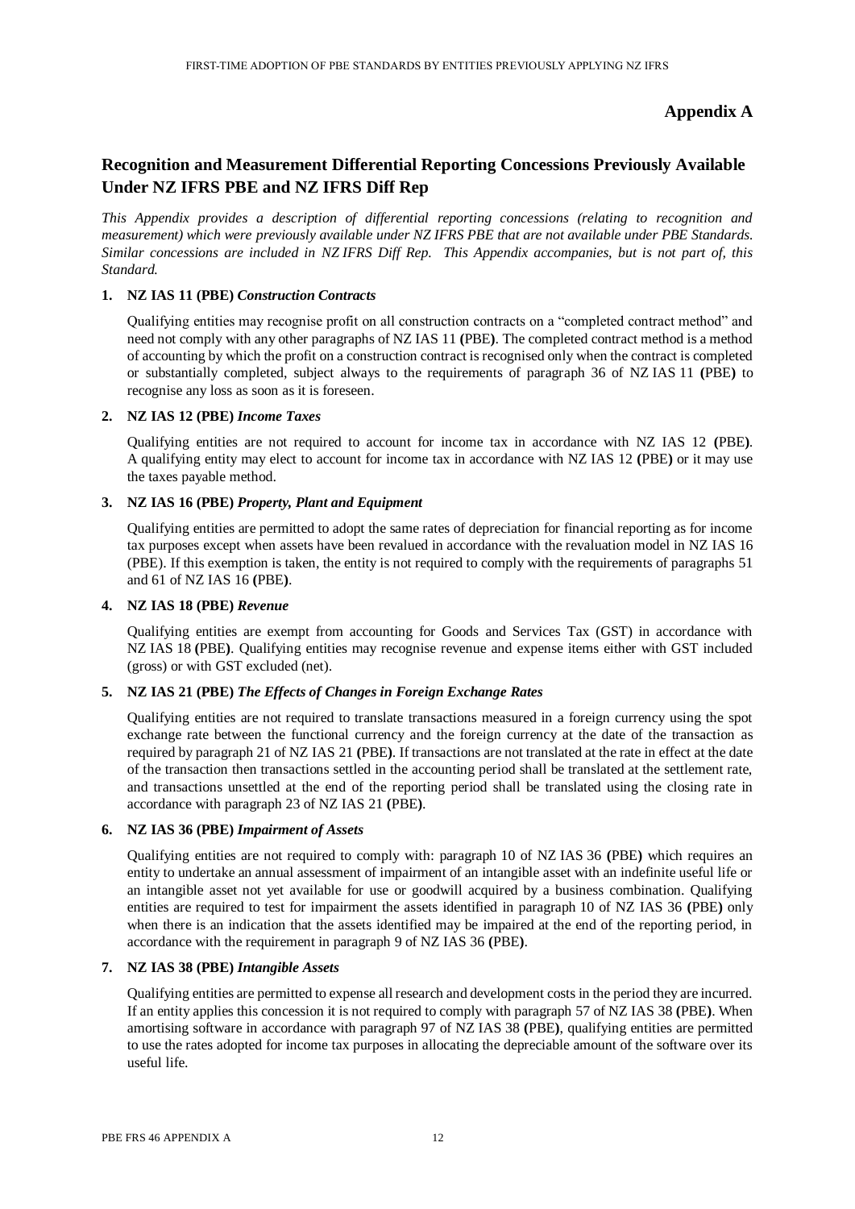# Appendix A

## Recognition and Measurement Differential Reporting Concessions Previously Available Under NZ IFRS PBE and NZ IFRS Diff Rep

*This Appendix provides a description of differential reporting concessions (relating to recognition and measurement) which were previously available under NZ IFRS PBE that are not available under PBE Standards. Similar concessions are included in NZ IFRS Diff Rep. This Appendix accompanies, but is not part of, this Standard.*

### 1. NZ IAS 11 (PBE) *Construction Contracts*

Qualifying entities may recognise profit on all construction contracts on a "completed contract method" and need not comply with any other paragraphs of NZ IAS 11 **(**PBE**)**. The completed contract method is a method of accounting by which the profit on a construction contract is recognised only when the contract is completed or substantially completed, subject always to the requirements of paragraph 36 of NZ IAS 11 **(**PBE**)** to recognise any loss as soon as it is foreseen.

### 2. NZ IAS 12 (PBE) *Income Taxes*

Qualifying entities are not required to account for income tax in accordance with NZ IAS 12 **(**PBE**)**. A qualifying entity may elect to account for income tax in accordance with NZ IAS 12 **(**PBE**)** or it may use the taxes payable method.

### 3. NZ IAS 16 (PBE) *Property, Plant and Equipment*

Qualifying entities are permitted to adopt the same rates of depreciation for financial reporting as for income tax purposes except when assets have been revalued in accordance with the revaluation model in NZ IAS 16 (PBE). If this exemption is taken, the entity is not required to comply with the requirements of paragraphs 51 and 61 of NZ IAS 16 **(**PBE**)**.

### 4. NZ IAS 18 (PBE) *Revenue*

Qualifying entities are exempt from accounting for Goods and Services Tax (GST) in accordance with NZ IAS 18 **(**PBE**)**. Qualifying entities may recognise revenue and expense items either with GST included (gross) or with GST excluded (net).

### 5. NZ IAS 21 (PBE) *The Effects of Changes in Foreign Exchange Rates*

Qualifying entities are not required to translate transactions measured in a foreign currency using the spot exchange rate between the functional currency and the foreign currency at the date of the transaction as required by paragraph 21 of NZ IAS 21 **(**PBE**)**. If transactions are not translated at the rate in effect at the date of the transaction then transactions settled in the accounting period shall be translated at the settlement rate, and transactions unsettled at the end of the reporting period shall be translated using the closing rate in accordance with paragraph 23 of NZ IAS 21 **(**PBE**)**.

### 6. NZ IAS 36 (PBE) *Impairment of Assets*

Qualifying entities are not required to comply with: paragraph 10 of NZ IAS 36 **(**PBE**)** which requires an entity to undertake an annual assessment of impairment of an intangible asset with an indefinite useful life or an intangible asset not yet available for use or goodwill acquired by a business combination. Qualifying entities are required to test for impairment the assets identified in paragraph 10 of NZ IAS 36 **(**PBE**)** only when there is an indication that the assets identified may be impaired at the end of the reporting period, in accordance with the requirement in paragraph 9 of NZ IAS 36 **(**PBE**)**.

### 7. NZ IAS 38 (PBE) *Intangible Assets*

Qualifying entities are permitted to expense all research and development costs in the period they are incurred. If an entity applies this concession it is not required to comply with paragraph 57 of NZ IAS 38 **(**PBE**)**. When amortising software in accordance with paragraph 97 of NZ IAS 38 **(**PBE**)**, qualifying entities are permitted to use the rates adopted for income tax purposes in allocating the depreciable amount of the software over its useful life.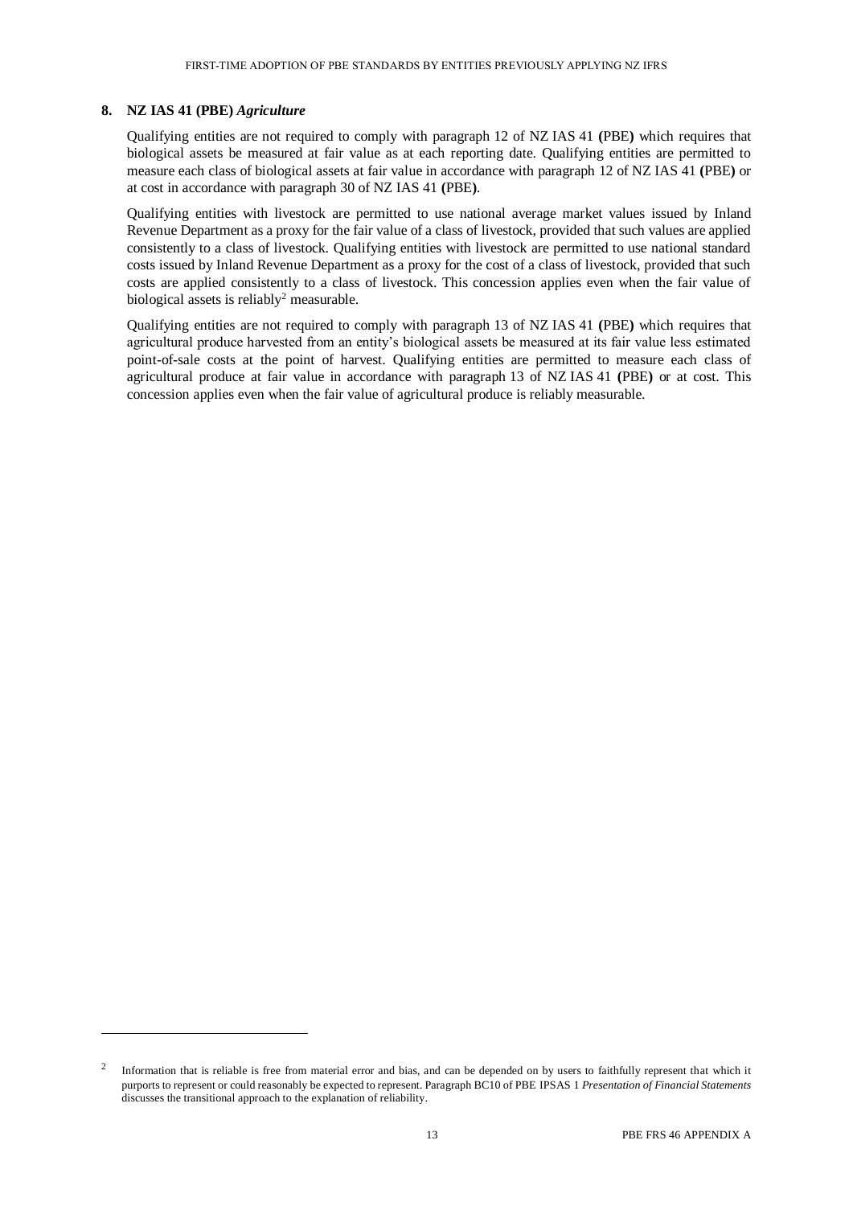## 8. NZ IAS 41 (PBE) *Agriculture*

Qualifying entities are not required to comply with paragraph 12 of NZ IAS 41 **(**PBE**)** which requires that biological assets be measured at fair value as at each reporting date. Qualifying entities are permitted to measure each class of biological assets at fair value in accordance with paragraph 12 of NZ IAS 41 **(**PBE**)** or at cost in accordance with paragraph 30 of NZ IAS 41 **(**PBE**)**.

Qualifying entities with livestock are permitted to use national average market values issued by Inland Revenue Department as a proxy for the fair value of a class of livestock, provided that such values are applied consistently to a class of livestock. Qualifying entities with livestock are permitted to use national standard costs issued by Inland Revenue Department as a proxy for the cost of a class of livestock, provided that such costs are applied consistently to a class of livestock. This concession applies even when the fair value of biological assets is reliably[2] measurable.

Qualifying entities are not required to comply with paragraph 13 of NZ IAS 41 **(**PBE**)** which requires that agricultural produce harvested from an entity's biological assets be measured at its fair value less estimated point-of-sale costs at the point of harvest. Qualifying entities are permitted to measure each class of agricultural produce at fair value in accordance with paragraph 13 of NZ IAS 41 **(**PBE**)** or at cost. This concession applies even when the fair value of agricultural produce is reliably measurable.

---

[2] Information that is reliable is free from material error and bias, and can be depended on by users to faithfully represent that which it purports to represent or could reasonably be expected to represent. Paragraph BC10 of PBE IPSAS 1 *Presentation of Financial Statements* discusses the transitional approach to the explanation of reliability.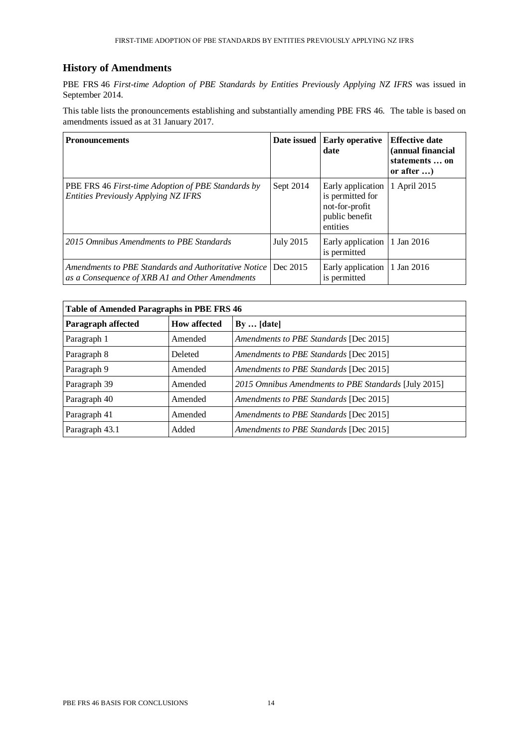## History of Amendments

PBE FRS 46 *First-time Adoption of PBE Standards by Entities Previously Applying NZ IFRS* was issued in September 2014.

This table lists the pronouncements establishing and substantially amending PBE FRS 46. The table is based on amendments issued as at 31 January 2017.

| **Pronouncements** | **Date issued** | **Early operative date** | **Effective date (annual financial statements … on or after …)** |
|---|---|---|---|
| PBE FRS 46 *First-time Adoption of PBE Standards by Entities Previously Applying NZ IFRS* | Sept 2014 | Early application is permitted for not-for-profit public benefit entities | 1 April 2015 |
| *2015 Omnibus Amendments to PBE Standards* | July 2015 | Early application is permitted | 1 Jan 2016 |
| *Amendments to PBE Standards and Authoritative Notice as a Consequence of XRB A1 and Other Amendments* | Dec 2015 | Early application is permitted | 1 Jan 2016 |

| **Table of Amended Paragraphs in PBE FRS 46** | | |
|---|---|---|
| **Paragraph affected** | **How affected** | **By … [date]** |
| Paragraph 1 | Amended | *Amendments to PBE Standards* [Dec 2015] |
| Paragraph 8 | Deleted | *Amendments to PBE Standards* [Dec 2015] |
| Paragraph 9 | Amended | *Amendments to PBE Standards* [Dec 2015] |
| Paragraph 39 | Amended | *2015 Omnibus Amendments to PBE Standards* [July 2015] |
| Paragraph 40 | Amended | *Amendments to PBE Standards* [Dec 2015] |
| Paragraph 41 | Amended | *Amendments to PBE Standards* [Dec 2015] |
| Paragraph 43.1 | Added | *Amendments to PBE Standards* [Dec 2015] |